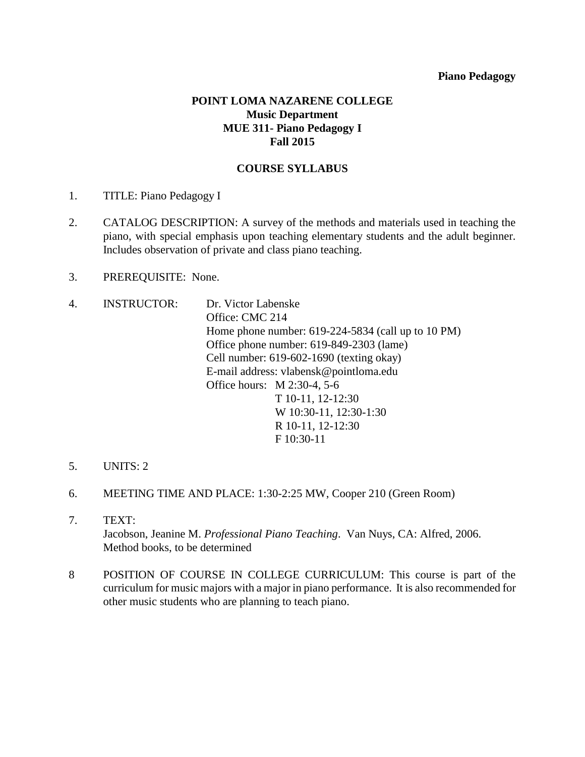**Piano Pedagogy**

# POINT LOMA NAZARENE COLLEGE
## Music Department
## MUE 311- Piano Pedagogy I
## Fall 2015

## COURSE SYLLABUS

1. TITLE: Piano Pedagogy I

2. CATALOG DESCRIPTION: A survey of the methods and materials used in teaching the piano, with special emphasis upon teaching elementary students and the adult beginner. Includes observation of private and class piano teaching.

3. PREREQUISITE: None.

4. INSTRUCTOR: Dr. Victor Labenske
   Office: CMC 214
   Home phone number: 619-224-5834 (call up to 10 PM)
   Office phone number: 619-849-2303 (lame)
   Cell number: 619-602-1690 (texting okay)
   E-mail address: vlabensk@pointloma.edu
   Office hours: M 2:30-4, 5-6
   T 10-11, 12-12:30
   W 10:30-11, 12:30-1:30
   R 10-11, 12-12:30
   F 10:30-11

5. UNITS: 2

6. MEETING TIME AND PLACE: 1:30-2:25 MW, Cooper 210 (Green Room)

7. TEXT:
   Jacobson, Jeanine M. *Professional Piano Teaching*. Van Nuys, CA: Alfred, 2006.
   Method books, to be determined

8. POSITION OF COURSE IN COLLEGE CURRICULUM: This course is part of the curriculum for music majors with a major in piano performance. It is also recommended for other music students who are planning to teach piano.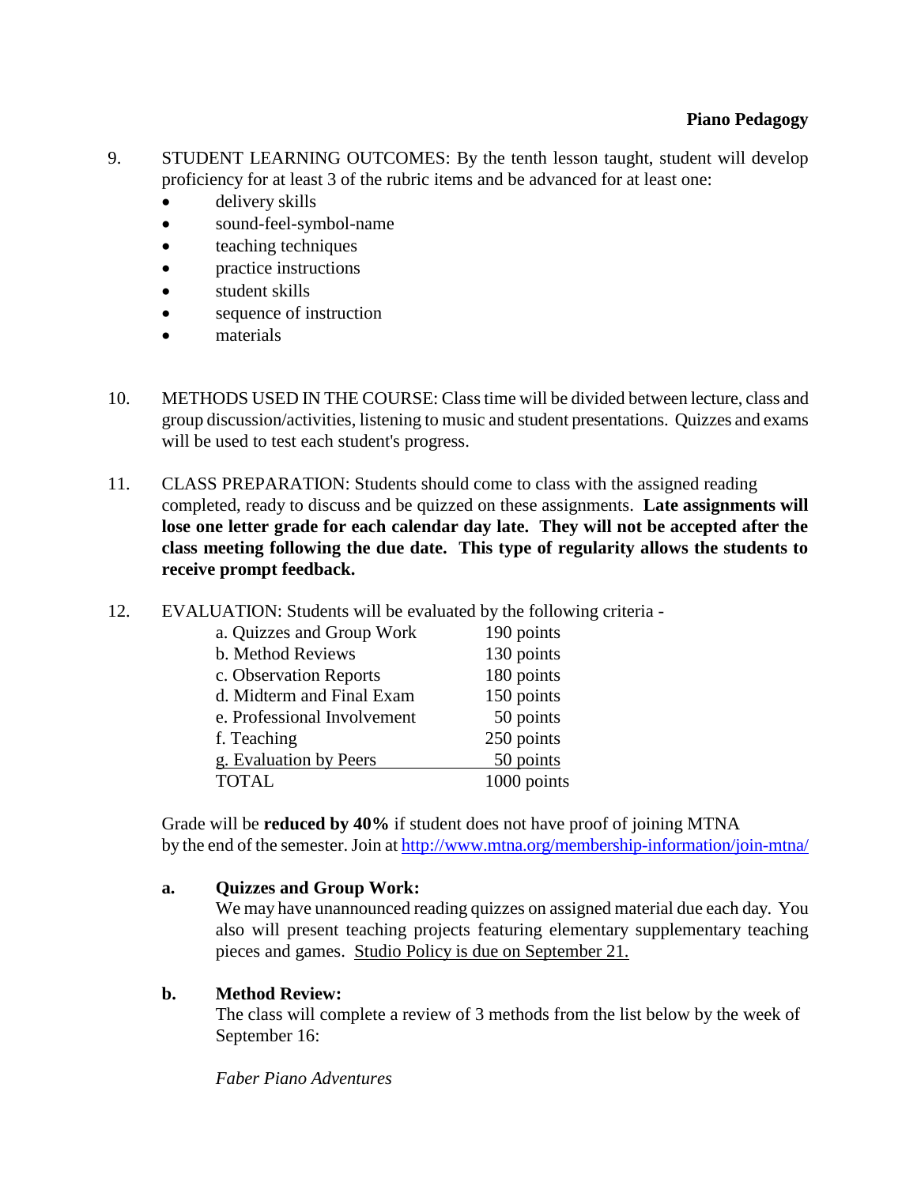9. STUDENT LEARNING OUTCOMES: By the tenth lesson taught, student will develop proficiency for at least 3 of the rubric items and be advanced for at least one:
   - delivery skills
   - sound-feel-symbol-name
   - teaching techniques
   - practice instructions
   - student skills
   - sequence of instruction
   - materials

10. METHODS USED IN THE COURSE: Class time will be divided between lecture, class and group discussion/activities, listening to music and student presentations. Quizzes and exams will be used to test each student's progress.

11. CLASS PREPARATION: Students should come to class with the assigned reading completed, ready to discuss and be quizzed on these assignments. **Late assignments will lose one letter grade for each calendar day late. They will not be accepted after the class meeting following the due date. This type of regularity allows the students to receive prompt feedback.**

12. EVALUATION: Students will be evaluated by the following criteria -

| Criteria | Points |
|---|---|
| a. Quizzes and Group Work | 190 points |
| b. Method Reviews | 130 points |
| c. Observation Reports | 180 points |
| d. Midterm and Final Exam | 150 points |
| e. Professional Involvement | 50 points |
| f. Teaching | 250 points |
| g. Evaluation by Peers | 50 points |
| TOTAL | 1000 points |

Grade will be **reduced by 40%** if student does not have proof of joining MTNA by the end of the semester. Join at [http://www.mtna.org/membership-information/join-mtna/](http://www.mtna.org/membership-information/join-mtna/)

**a. Quizzes and Group Work:**
We may have unannounced reading quizzes on assigned material due each day. You also will present teaching projects featuring elementary supplementary teaching pieces and games. Studio Policy is due on September 21.

**b. Method Review:**
The class will complete a review of 3 methods from the list below by the week of September 16:

*Faber Piano Adventures*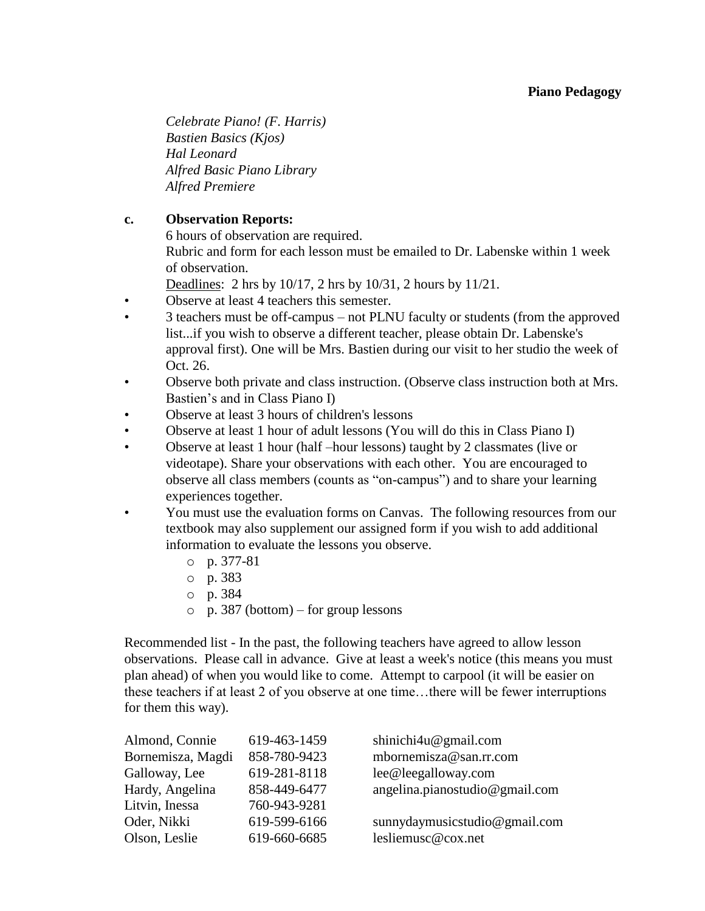*Celebrate Piano! (F. Harris)*
*Bastien Basics (Kjos)*
*Hal Leonard*
*Alfred Basic Piano Library*
*Alfred Premiere*

**c. Observation Reports:**

6 hours of observation are required.
Rubric and form for each lesson must be emailed to Dr. Labenske within 1 week of observation.
Deadlines: 2 hrs by 10/17, 2 hrs by 10/31, 2 hours by 11/21.

- Observe at least 4 teachers this semester.
- 3 teachers must be off-campus – not PLNU faculty or students (from the approved list...if you wish to observe a different teacher, please obtain Dr. Labenske's approval first). One will be Mrs. Bastien during our visit to her studio the week of Oct. 26.
- Observe both private and class instruction. (Observe class instruction both at Mrs. Bastien's and in Class Piano I)
- Observe at least 3 hours of children's lessons
- Observe at least 1 hour of adult lessons (You will do this in Class Piano I)
- Observe at least 1 hour (half –hour lessons) taught by 2 classmates (live or videotape). Share your observations with each other. You are encouraged to observe all class members (counts as "on-campus") and to share your learning experiences together.
- You must use the evaluation forms on Canvas. The following resources from our textbook may also supplement our assigned form if you wish to add additional information to evaluate the lessons you observe.
  - p. 377-81
  - p. 383
  - p. 384
  - p. 387 (bottom) – for group lessons

Recommended list - In the past, the following teachers have agreed to allow lesson observations. Please call in advance. Give at least a week's notice (this means you must plan ahead) of when you would like to come. Attempt to carpool (it will be easier on these teachers if at least 2 of you observe at one time…there will be fewer interruptions for them this way).

| | | |
|---|---|---|
| Almond, Connie | 619-463-1459 | shinichi4u@gmail.com |
| Bornemisza, Magdi | 858-780-9423 | mbornemisza@san.rr.com |
| Galloway, Lee | 619-281-8118 | lee@leegalloway.com |
| Hardy, Angelina | 858-449-6477 | angelina.pianostudio@gmail.com |
| Litvin, Inessa | 760-943-9281 | |
| Oder, Nikki | 619-599-6166 | sunnydaymusicstudio@gmail.com |
| Olson, Leslie | 619-660-6685 | lesliemusc@cox.net |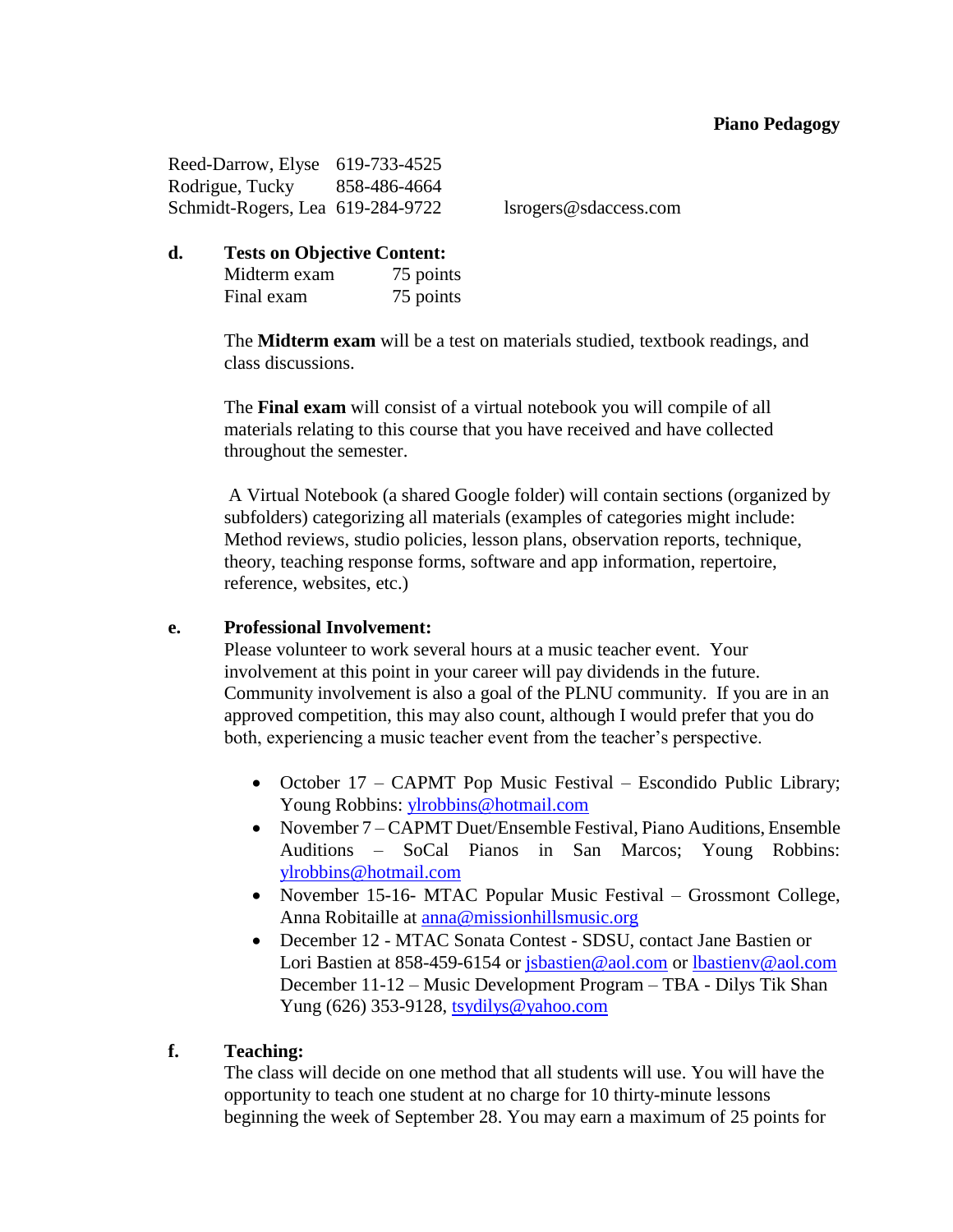Reed-Darrow, Elyse 619-733-4525
Rodrigue, Tucky 858-486-4664
Schmidt-Rogers, Lea 619-284-9722 lsrogers@sdaccess.com

**d. Tests on Objective Content:**

| | |
|---|---|
| Midterm exam | 75 points |
| Final exam | 75 points |

The **Midterm exam** will be a test on materials studied, textbook readings, and class discussions.

The **Final exam** will consist of a virtual notebook you will compile of all materials relating to this course that you have received and have collected throughout the semester.

A Virtual Notebook (a shared Google folder) will contain sections (organized by subfolders) categorizing all materials (examples of categories might include: Method reviews, studio policies, lesson plans, observation reports, technique, theory, teaching response forms, software and app information, repertoire, reference, websites, etc.)

**e. Professional Involvement:**

Please volunteer to work several hours at a music teacher event. Your involvement at this point in your career will pay dividends in the future. Community involvement is also a goal of the PLNU community. If you are in an approved competition, this may also count, although I would prefer that you do both, experiencing a music teacher event from the teacher's perspective.

- October 17 – CAPMT Pop Music Festival – Escondido Public Library; Young Robbins: ylrobbins@hotmail.com
- November 7 – CAPMT Duet/Ensemble Festival, Piano Auditions, Ensemble Auditions – SoCal Pianos in San Marcos; Young Robbins: ylrobbins@hotmail.com
- November 15-16- MTAC Popular Music Festival – Grossmont College, Anna Robitaille at anna@missionhillsmusic.org
- December 12 - MTAC Sonata Contest - SDSU, contact Jane Bastien or Lori Bastien at 858-459-6154 or jsbastien@aol.com or lbastienv@aol.com
  December 11-12 – Music Development Program – TBA - Dilys Tik Shan Yung (626) 353-9128, tsydilys@yahoo.com

**f. Teaching:**

The class will decide on one method that all students will use. You will have the opportunity to teach one student at no charge for 10 thirty-minute lessons beginning the week of September 28. You may earn a maximum of 25 points for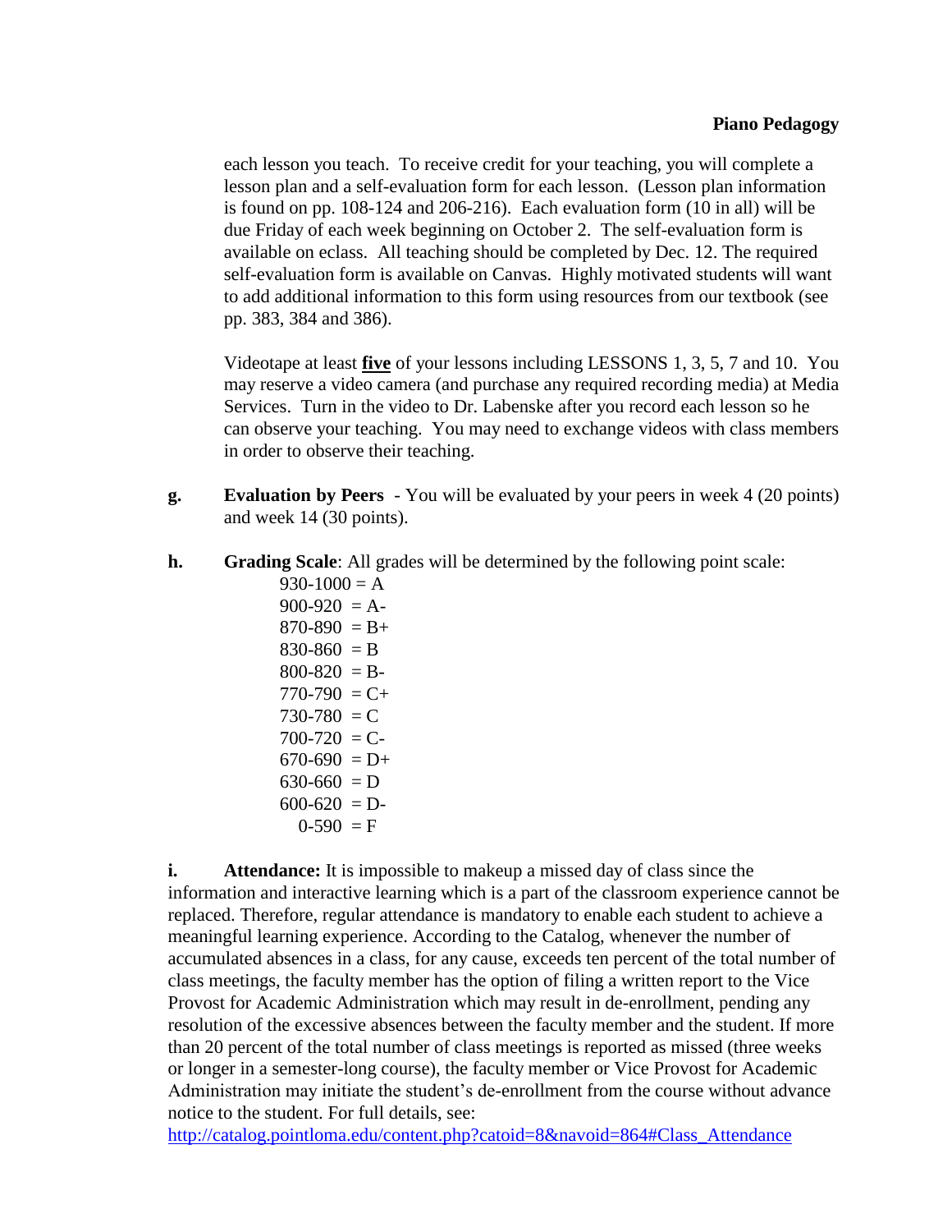each lesson you teach. To receive credit for your teaching, you will complete a lesson plan and a self-evaluation form for each lesson. (Lesson plan information is found on pp. 108-124 and 206-216). Each evaluation form (10 in all) will be due Friday of each week beginning on October 2. The self-evaluation form is available on eclass. All teaching should be completed by Dec. 12. The required self-evaluation form is available on Canvas. Highly motivated students will want to add additional information to this form using resources from our textbook (see pp. 383, 384 and 386).

Videotape at least **<u>five</u>** of your lessons including LESSONS 1, 3, 5, 7 and 10. You may reserve a video camera (and purchase any required recording media) at Media Services. Turn in the video to Dr. Labenske after you record each lesson so he can observe your teaching. You may need to exchange videos with class members in order to observe their teaching.

**g. Evaluation by Peers** - You will be evaluated by your peers in week 4 (20 points) and week 14 (30 points).

**h. Grading Scale**: All grades will be determined by the following point scale:

930-1000 = A
900-920 = A-
870-890 = B+
830-860 = B
800-820 = B-
770-790 = C+
730-780 = C
700-720 = C-
670-690 = D+
630-660 = D
600-620 = D-
0-590 = F

**i. Attendance:** It is impossible to makeup a missed day of class since the information and interactive learning which is a part of the classroom experience cannot be replaced. Therefore, regular attendance is mandatory to enable each student to achieve a meaningful learning experience. According to the Catalog, whenever the number of accumulated absences in a class, for any cause, exceeds ten percent of the total number of class meetings, the faculty member has the option of filing a written report to the Vice Provost for Academic Administration which may result in de-enrollment, pending any resolution of the excessive absences between the faculty member and the student. If more than 20 percent of the total number of class meetings is reported as missed (three weeks or longer in a semester-long course), the faculty member or Vice Provost for Academic Administration may initiate the student's de-enrollment from the course without advance notice to the student. For full details, see: http://catalog.pointloma.edu/content.php?catoid=8&navoid=864#Class_Attendance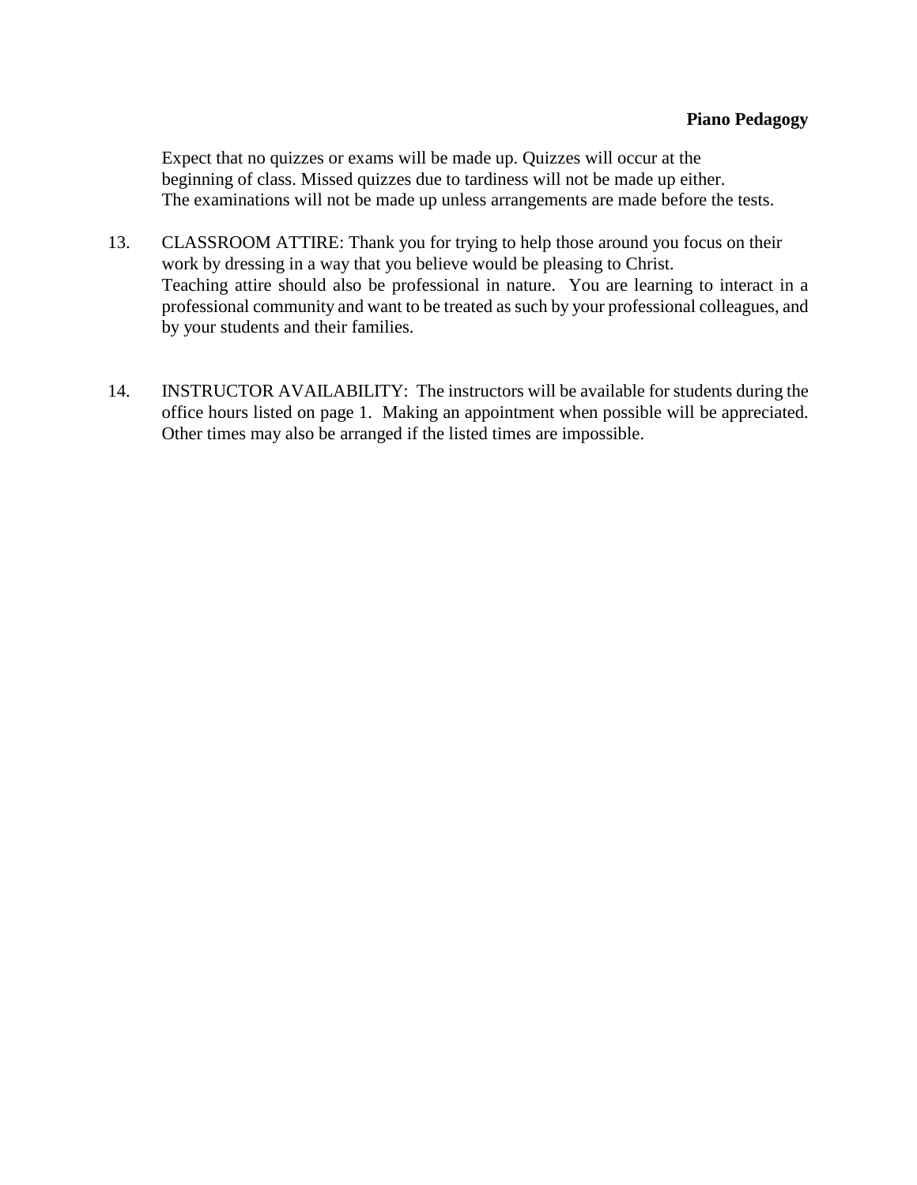Expect that no quizzes or exams will be made up. Quizzes will occur at the beginning of class. Missed quizzes due to tardiness will not be made up either. The examinations will not be made up unless arrangements are made before the tests.

13. CLASSROOM ATTIRE: Thank you for trying to help those around you focus on their work by dressing in a way that you believe would be pleasing to Christ. Teaching attire should also be professional in nature. You are learning to interact in a professional community and want to be treated as such by your professional colleagues, and by your students and their families.

14. INSTRUCTOR AVAILABILITY: The instructors will be available for students during the office hours listed on page 1. Making an appointment when possible will be appreciated. Other times may also be arranged if the listed times are impossible.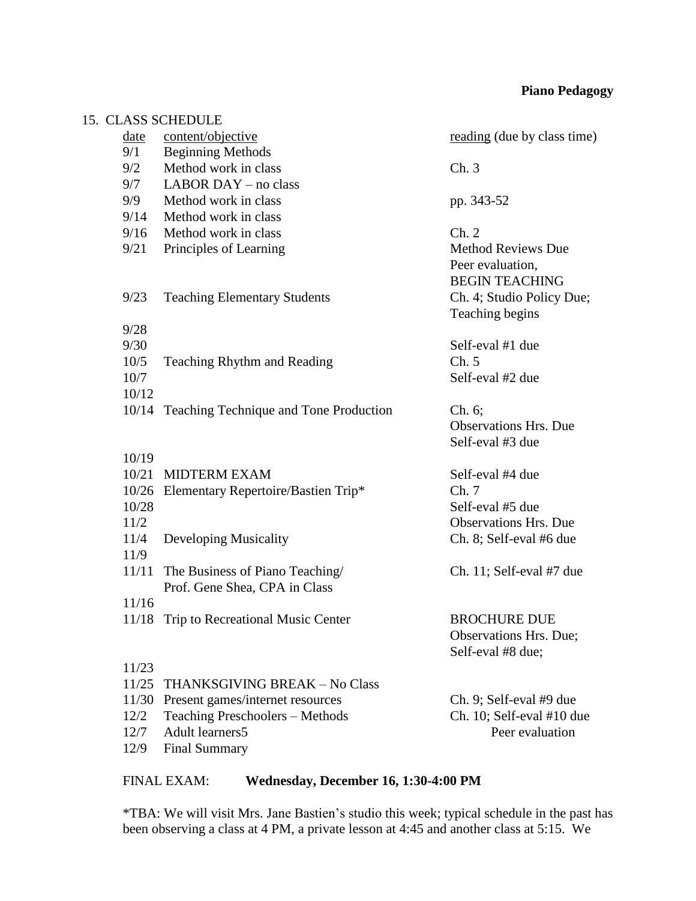**Piano Pedagogy**

15. CLASS SCHEDULE

| date | content/objective | reading (due by class time) |
|---|---|---|
| 9/1 | Beginning Methods | |
| 9/2 | Method work in class | Ch. 3 |
| 9/7 | LABOR DAY – no class | |
| 9/9 | Method work in class | pp. 343-52 |
| 9/14 | Method work in class | |
| 9/16 | Method work in class | Ch. 2 |
| 9/21 | Principles of Learning | Method Reviews Due<br>Peer evaluation,<br>BEGIN TEACHING |
| 9/23 | Teaching Elementary Students | Ch. 4; Studio Policy Due;<br>Teaching begins |
| 9/28 | | |
| 9/30 | | Self-eval #1 due |
| 10/5 | Teaching Rhythm and Reading | Ch. 5 |
| 10/7 | | Self-eval #2 due |
| 10/12 | | |
| 10/14 | Teaching Technique and Tone Production | Ch. 6;<br>Observations Hrs. Due<br>Self-eval #3 due |
| 10/19 | | |
| 10/21 | MIDTERM EXAM | Self-eval #4 due |
| 10/26 | Elementary Repertoire/Bastien Trip* | Ch. 7 |
| 10/28 | | Self-eval #5 due |
| 11/2 | | Observations Hrs. Due |
| 11/4 | Developing Musicality | Ch. 8; Self-eval #6 due |
| 11/9 | | |
| 11/11 | The Business of Piano Teaching/<br>Prof. Gene Shea, CPA in Class | Ch. 11; Self-eval #7 due |
| 11/16 | | |
| 11/18 | Trip to Recreational Music Center | BROCHURE DUE<br>Observations Hrs. Due;<br>Self-eval #8 due; |
| 11/23 | | |
| 11/25 | THANKSGIVING BREAK – No Class | |
| 11/30 | Present games/internet resources | Ch. 9; Self-eval #9 due |
| 12/2 | Teaching Preschoolers – Methods | Ch. 10; Self-eval #10 due |
| 12/7 | Adult learners5 | Peer evaluation |
| 12/9 | Final Summary | |

FINAL EXAM: **Wednesday, December 16, 1:30-4:00 PM**

*TBA: We will visit Mrs. Jane Bastien's studio this week; typical schedule in the past has been observing a class at 4 PM, a private lesson at 4:45 and another class at 5:15. We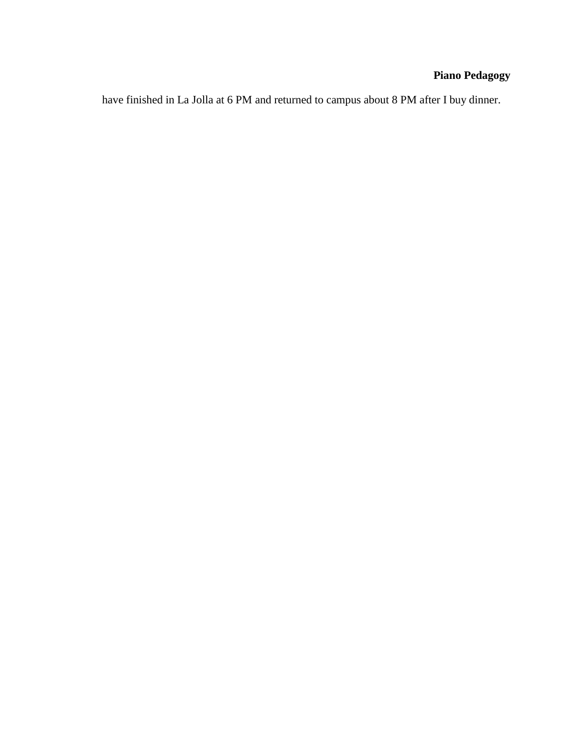have finished in La Jolla at 6 PM and returned to campus about 8 PM after I buy dinner.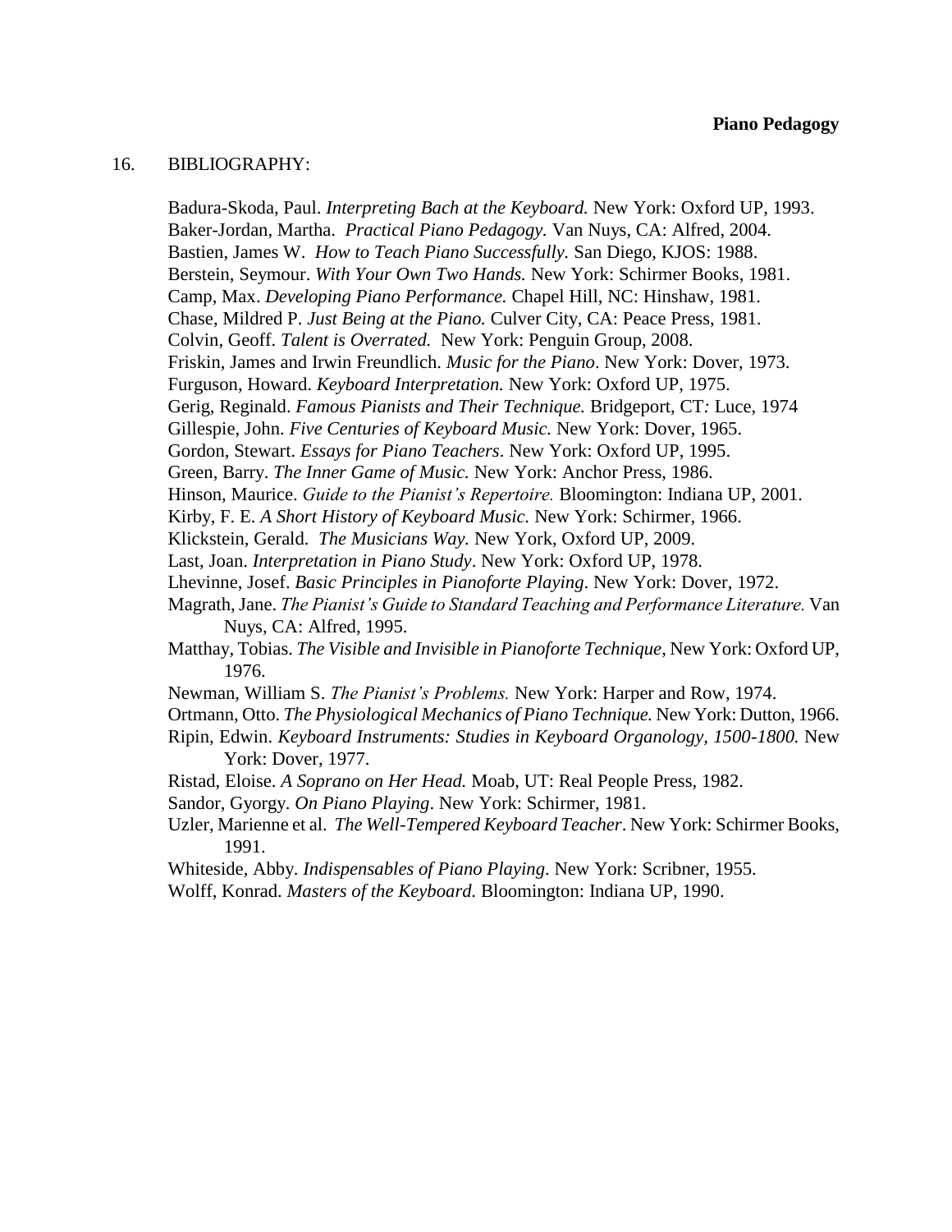16. BIBLIOGRAPHY:

Badura-Skoda, Paul. *Interpreting Bach at the Keyboard.* New York: Oxford UP, 1993.
Baker-Jordan, Martha. *Practical Piano Pedagogy.* Van Nuys, CA: Alfred, 2004.
Bastien, James W. *How to Teach Piano Successfully.* San Diego, KJOS: 1988.
Berstein, Seymour. *With Your Own Two Hands.* New York: Schirmer Books, 1981.
Camp, Max. *Developing Piano Performance.* Chapel Hill, NC: Hinshaw, 1981.
Chase, Mildred P. *Just Being at the Piano.* Culver City, CA: Peace Press, 1981.
Colvin, Geoff. *Talent is Overrated.* New York: Penguin Group, 2008.
Friskin, James and Irwin Freundlich. *Music for the Piano*. New York: Dover, 1973.
Furguson, Howard. *Keyboard Interpretation.* New York: Oxford UP, 1975.
Gerig, Reginald. *Famous Pianists and Their Technique.* Bridgeport, CT*:* Luce, 1974
Gillespie, John. *Five Centuries of Keyboard Music.* New York: Dover, 1965.
Gordon, Stewart. *Essays for Piano Teachers*. New York: Oxford UP, 1995.
Green, Barry. *The Inner Game of Music.* New York: Anchor Press, 1986.
Hinson, Maurice. *Guide to the Pianist's Repertoire.* Bloomington: Indiana UP, 2001.
Kirby, F. E. *A Short History of Keyboard Music.* New York: Schirmer, 1966.
Klickstein, Gerald. *The Musicians Way.* New York, Oxford UP, 2009.
Last, Joan. *Interpretation in Piano Study*. New York: Oxford UP, 1978.
Lhevinne, Josef. *Basic Principles in Pianoforte Playing*. New York: Dover, 1972.
Magrath, Jane. *The Pianist's Guide to Standard Teaching and Performance Literature.* Van Nuys, CA: Alfred, 1995.
Matthay, Tobias. *The Visible and Invisible in Pianoforte Technique*, New York: Oxford UP, 1976.
Newman, William S. *The Pianist's Problems.* New York: Harper and Row, 1974.
Ortmann, Otto. *The Physiological Mechanics of Piano Technique.* New York: Dutton, 1966.
Ripin, Edwin. *Keyboard Instruments: Studies in Keyboard Organology, 1500-1800.* New York: Dover, 1977.
Ristad, Eloise. *A Soprano on Her Head.* Moab, UT: Real People Press, 1982.
Sandor, Gyorgy. *On Piano Playing*. New York: Schirmer, 1981.
Uzler, Marienne et al. *The Well-Tempered Keyboard Teacher*. New York: Schirmer Books, 1991.
Whiteside, Abby. *Indispensables of Piano Playing*. New York: Scribner, 1955.
Wolff, Konrad. *Masters of the Keyboard.* Bloomington: Indiana UP, 1990.